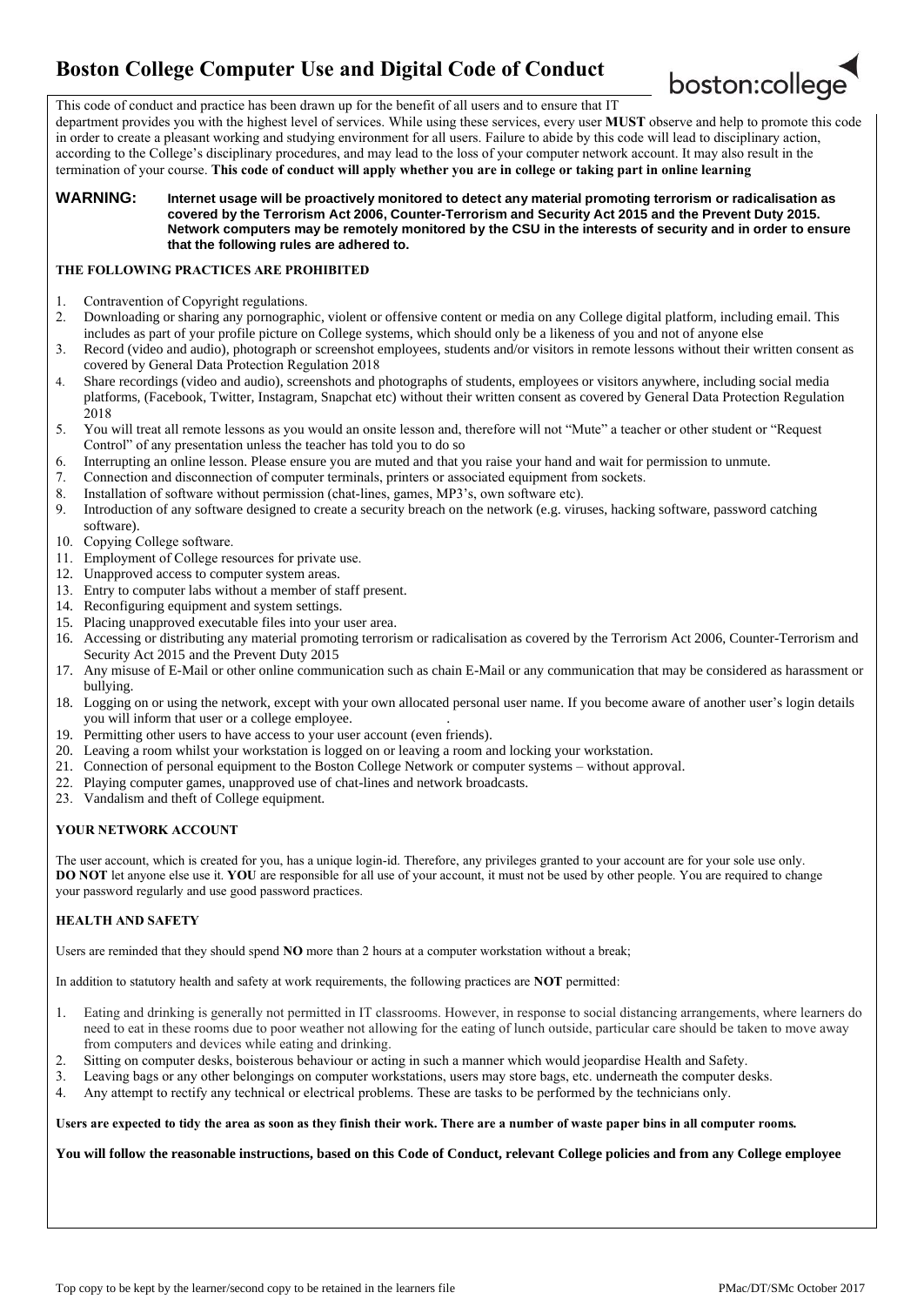# Boston College Computer Use and Digital Code of Conduct

This code of conduct and practice has been drawn up for the benefit of all users and to ensure that IT department provides you with the highest level of services. While using these services, every user **MUST** observe and help to promote this code in order to create a pleasant working and studying environment for all users. Failure to abide by this code will lead to disciplinary action, according to the College's disciplinary procedures, and may lead to the loss of your computer network account. It may also result in the termination of your course. **This code of conduct will apply whether you are in college or taking part in online learning**

**WARNING: Internet usage will be proactively monitored to detect any material promoting terrorism or radicalisation as covered by the Terrorism Act 2006, Counter-Terrorism and Security Act 2015 and the Prevent Duty 2015. Network computers may be remotely monitored by the CSU in the interests of security and in order to ensure that the following rules are adhered to.**

**THE FOLLOWING PRACTICES ARE PROHIBITED**

1. Contravention of Copyright regulations.
2. Downloading or sharing any pornographic, violent or offensive content or media on any College digital platform, including email. This includes as part of your profile picture on College systems, which should only be a likeness of you and not of anyone else
3. Record (video and audio), photograph or screenshot employees, students and/or visitors in remote lessons without their written consent as covered by General Data Protection Regulation 2018
4. Share recordings (video and audio), screenshots and photographs of students, employees or visitors anywhere, including social media platforms, (Facebook, Twitter, Instagram, Snapchat etc) without their written consent as covered by General Data Protection Regulation 2018
5. You will treat all remote lessons as you would an onsite lesson and, therefore will not "Mute" a teacher or other student or "Request Control" of any presentation unless the teacher has told you to do so
6. Interrupting an online lesson. Please ensure you are muted and that you raise your hand and wait for permission to unmute.
7. Connection and disconnection of computer terminals, printers or associated equipment from sockets.
8. Installation of software without permission (chat-lines, games, MP3's, own software etc).
9. Introduction of any software designed to create a security breach on the network (e.g. viruses, hacking software, password catching software).
10. Copying College software.
11. Employment of College resources for private use.
12. Unapproved access to computer system areas.
13. Entry to computer labs without a member of staff present.
14. Reconfiguring equipment and system settings.
15. Placing unapproved executable files into your user area.
16. Accessing or distributing any material promoting terrorism or radicalisation as covered by the Terrorism Act 2006, Counter-Terrorism and Security Act 2015 and the Prevent Duty 2015
17. Any misuse of E-Mail or other online communication such as chain E-Mail or any communication that may be considered as harassment or bullying.
18. Logging on or using the network, except with your own allocated personal user name. If you become aware of another user's login details you will inform that user or a college employee.
19. Permitting other users to have access to your user account (even friends).
20. Leaving a room whilst your workstation is logged on or leaving a room and locking your workstation.
21. Connection of personal equipment to the Boston College Network or computer systems – without approval.
22. Playing computer games, unapproved use of chat-lines and network broadcasts.
23. Vandalism and theft of College equipment.

**YOUR NETWORK ACCOUNT**

The user account, which is created for you, has a unique login-id. Therefore, any privileges granted to your account are for your sole use only. **DO NOT** let anyone else use it. **YOU** are responsible for all use of your account, it must not be used by other people. You are required to change your password regularly and use good password practices.

**HEALTH AND SAFETY**

Users are reminded that they should spend **NO** more than 2 hours at a computer workstation without a break;

In addition to statutory health and safety at work requirements, the following practices are **NOT** permitted:

1. Eating and drinking is generally not permitted in IT classrooms. However, in response to social distancing arrangements, where learners do need to eat in these rooms due to poor weather not allowing for the eating of lunch outside, particular care should be taken to move away from computers and devices while eating and drinking.
2. Sitting on computer desks, boisterous behaviour or acting in such a manner which would jeopardise Health and Safety.
3. Leaving bags or any other belongings on computer workstations, users may store bags, etc. underneath the computer desks.
4. Any attempt to rectify any technical or electrical problems. These are tasks to be performed by the technicians only.

**Users are expected to tidy the area as soon as they finish their work. There are a number of waste paper bins in all computer rooms.**

**You will follow the reasonable instructions, based on this Code of Conduct, relevant College policies and from any College employee**

Top copy to be kept by the learner/second copy to be retained in the learners file

PMac/DT/SMc October 2017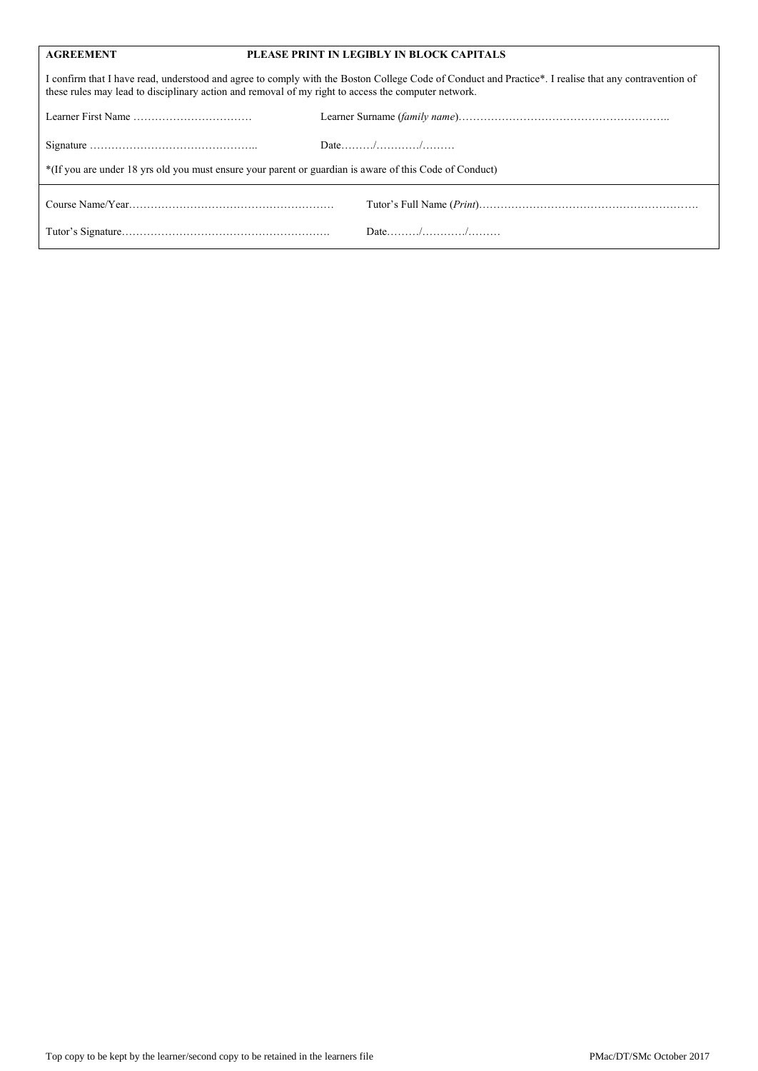**AGREEMENT** **PLEASE PRINT IN LEGIBLY IN BLOCK CAPITALS**

I confirm that I have read, understood and agree to comply with the Boston College Code of Conduct and Practice*. I realise that any contravention of these rules may lead to disciplinary action and removal of my right to access the computer network.

Learner First Name …………………………… Learner Surname (*family name*)…………………………………………………..

Signature ……………………………………….. Date………/…………/………

*(If you are under 18 yrs old you must ensure your parent or guardian is aware of this Code of Conduct)

Course Name/Year………………………………………………… Tutor's Full Name (*Print*)…………………………………………………….

Tutor's Signature…………………………………………………. Date………/…………/………

Top copy to be kept by the learner/second copy to be retained in the learners file

PMac/DT/SMc October 2017